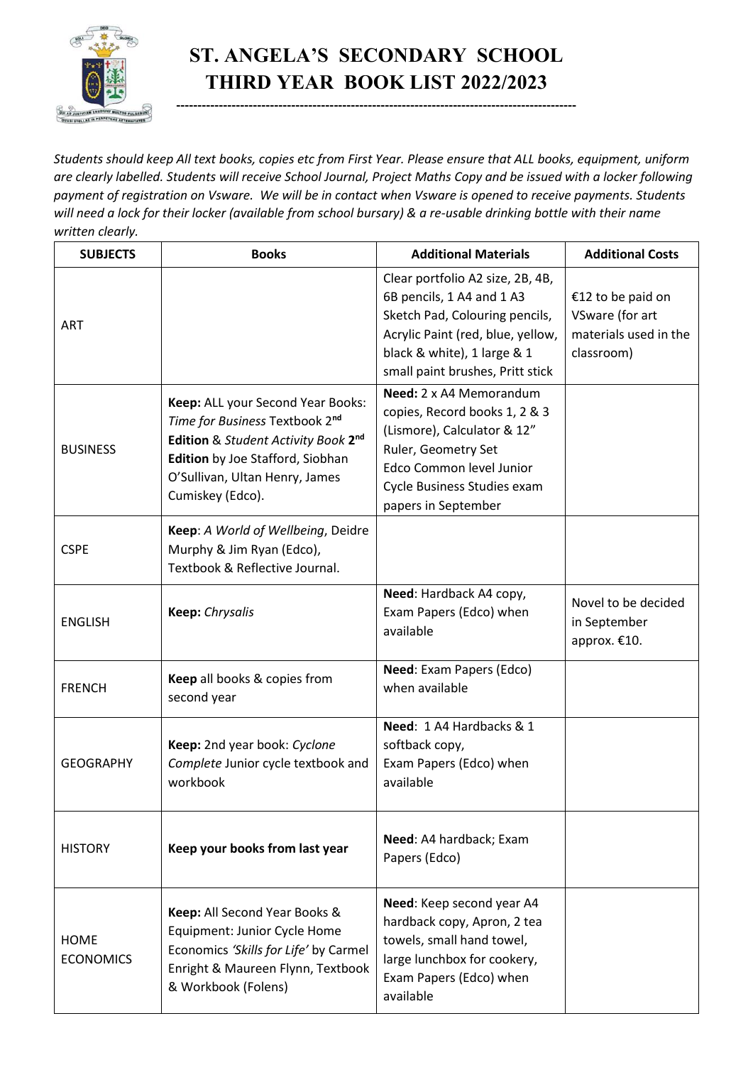# ST. ANGELA'S SECONDARY SCHOOL
# THIRD YEAR BOOK LIST 2022/2023

*Students should keep All text books, copies etc from First Year. Please ensure that ALL books, equipment, uniform are clearly labelled. Students will receive School Journal, Project Maths Copy and be issued with a locker following payment of registration on Vsware. We will be in contact when Vsware is opened to receive payments. Students will need a lock for their locker (available from school bursary) & a re-usable drinking bottle with their name written clearly.*

| SUBJECTS | Books | Additional Materials | Additional Costs |
|---|---|---|---|
| ART | | Clear portfolio A2 size, 2B, 4B, 6B pencils, 1 A4 and 1 A3 Sketch Pad, Colouring pencils, Acrylic Paint (red, blue, yellow, black & white), 1 large & 1 small paint brushes, Pritt stick | €12 to be paid on VSware (for art materials used in the classroom) |
| BUSINESS | **Keep:** ALL your Second Year Books: *Time for Business* Textbook 2nd **Edition** & *Student Activity Book* **2nd Edition** by Joe Stafford, Siobhan O'Sullivan, Ultan Henry, James Cumiskey (Edco). | **Need:** 2 x A4 Memorandum copies, Record books 1, 2 & 3 (Lismore), Calculator & 12" Ruler, Geometry Set<br>Edco Common level Junior Cycle Business Studies exam papers in September | |
| CSPE | **Keep**: *A World of Wellbeing*, Deidre Murphy & Jim Ryan (Edco), Textbook & Reflective Journal. | | |
| ENGLISH | **Keep:** *Chrysalis* | **Need**: Hardback A4 copy, Exam Papers (Edco) when available | Novel to be decided in September approx. €10. |
| FRENCH | **Keep** all books & copies from second year | **Need**: Exam Papers (Edco) when available | |
| GEOGRAPHY | **Keep:** 2nd year book: *Cyclone Complete* Junior cycle textbook and workbook | **Need**: 1 A4 Hardbacks & 1 softback copy,<br>Exam Papers (Edco) when available | |
| HISTORY | **Keep your books from last year** | **Need**: A4 hardback; Exam Papers (Edco) | |
| HOME ECONOMICS | **Keep:** All Second Year Books & Equipment: Junior Cycle Home Economics *'Skills for Life'* by Carmel Enright & Maureen Flynn, Textbook & Workbook (Folens) | **Need**: Keep second year A4 hardback copy, Apron, 2 tea towels, small hand towel, large lunchbox for cookery, Exam Papers (Edco) when available | |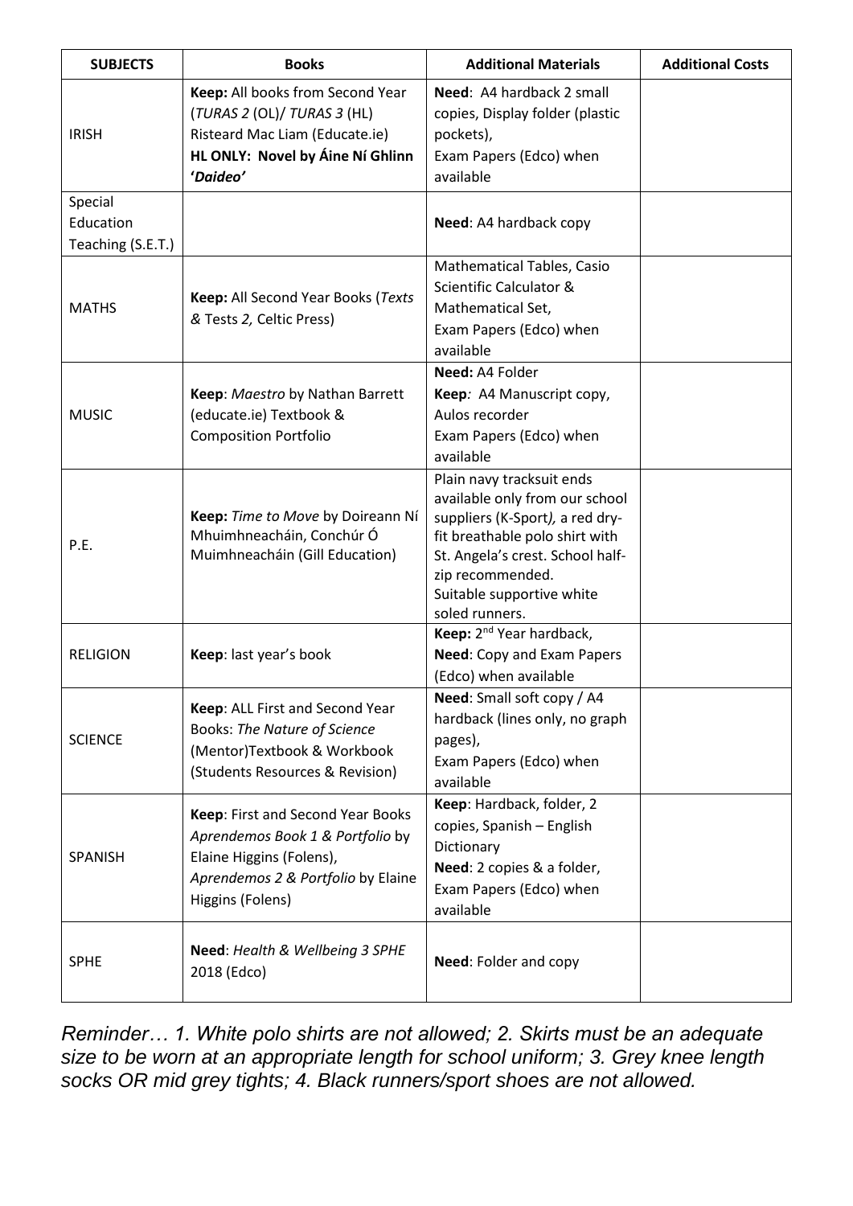| SUBJECTS | Books | Additional Materials | Additional Costs |
|---|---|---|---|
| IRISH | **Keep:** All books from Second Year (*TURAS 2* (OL)/ *TURAS 3* (HL) Risteard Mac Liam (Educate.ie) **HL ONLY: Novel by Áine Ní Ghlinn '*Daideo*'** | **Need**: A4 hardback 2 small copies, Display folder (plastic pockets), Exam Papers (Edco) when available | |
| Special Education Teaching (S.E.T.) | | **Need**: A4 hardback copy | |
| MATHS | **Keep:** All Second Year Books (*Texts* & Tests *2,* Celtic Press) | Mathematical Tables, Casio Scientific Calculator & Mathematical Set, Exam Papers (Edco) when available | |
| MUSIC | **Keep**: *Maestro* by Nathan Barrett (educate.ie) Textbook & Composition Portfolio | **Need:** A4 Folder **Keep***:* A4 Manuscript copy, Aulos recorder Exam Papers (Edco) when available | |
| P.E. | **Keep:** *Time to Move* by Doireann Ní Mhuimhneacháin, Conchúr Ó Muimhneacháin (Gill Education) | Plain navy tracksuit ends available only from our school suppliers (K-Sport*),* a red dry-fit breathable polo shirt with St. Angela's crest. School half-zip recommended. Suitable supportive white soled runners. | |
| RELIGION | **Keep**: last year's book | **Keep:** 2nd Year hardback, **Need**: Copy and Exam Papers (Edco) when available | |
| SCIENCE | **Keep**: ALL First and Second Year Books: *The Nature of Science* (Mentor)Textbook & Workbook (Students Resources & Revision) | **Need**: Small soft copy / A4 hardback (lines only, no graph pages), Exam Papers (Edco) when available | |
| SPANISH | **Keep**: First and Second Year Books *Aprendemos Book 1 & Portfolio* by Elaine Higgins (Folens), *Aprendemos 2 & Portfolio* by Elaine Higgins (Folens) | **Keep**: Hardback, folder, 2 copies, Spanish – English Dictionary **Need**: 2 copies & a folder, Exam Papers (Edco) when available | |
| SPHE | **Need**: *Health & Wellbeing 3 SPHE* 2018 (Edco) | **Need**: Folder and copy | |

*Reminder… 1. White polo shirts are not allowed; 2. Skirts must be an adequate size to be worn at an appropriate length for school uniform; 3. Grey knee length socks OR mid grey tights; 4. Black runners/sport shoes are not allowed.*